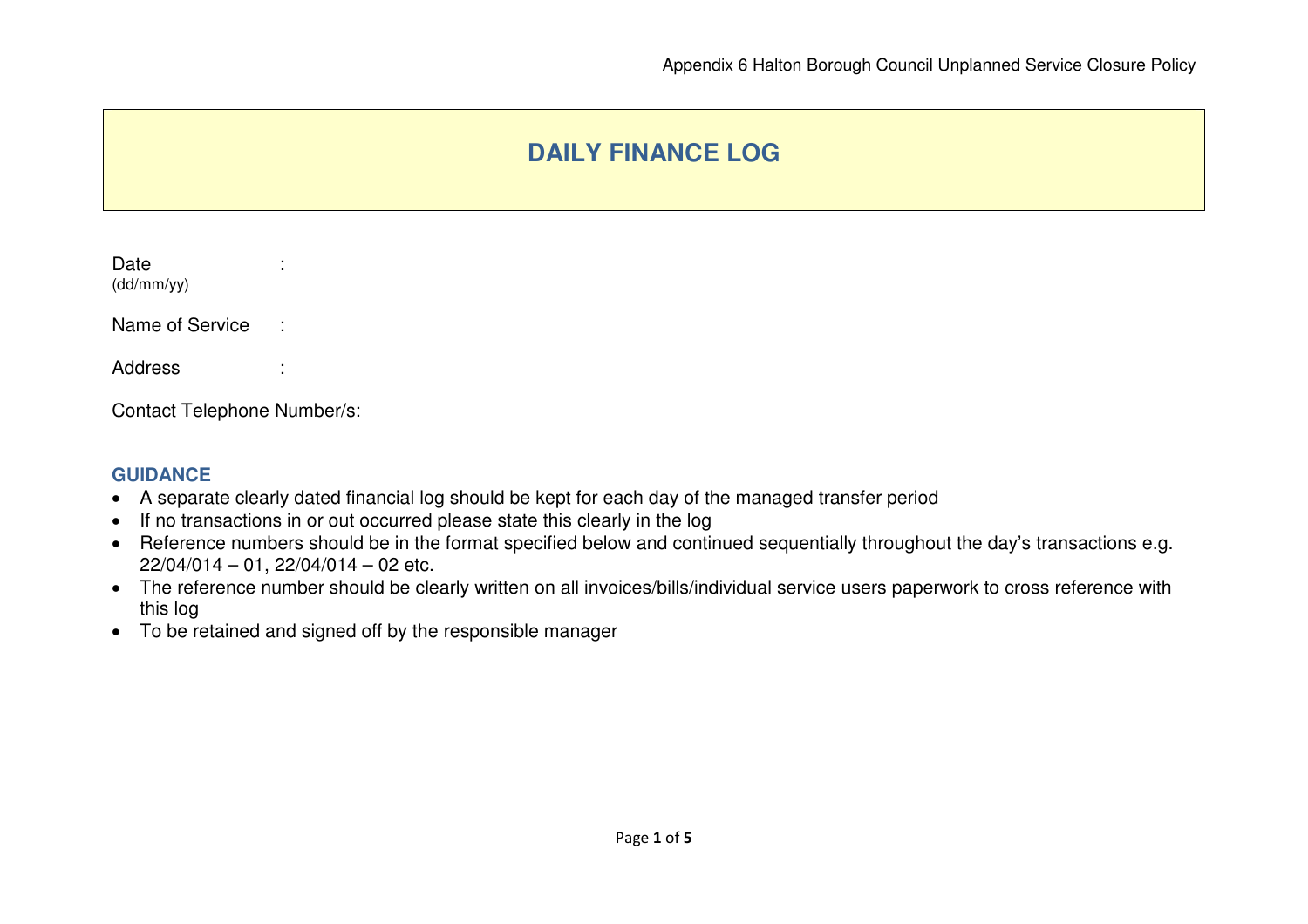# DAILY FINANCE LOG

Date (dd/mm/yy) :

Name of Service :

Address :

Contact Telephone Number/s:

### GUIDANCE

- A separate clearly dated financial log should be kept for each day of the managed transfer period
- If no transactions in or out occurred please state this clearly in the log
- Reference numbers should be in the format specified below and continued sequentially throughout the day's transactions e.g. 22/04/014 – 01, 22/04/014 – 02 etc.
- The reference number should be clearly written on all invoices/bills/individual service users paperwork to cross reference with this log
- To be retained and signed off by the responsible manager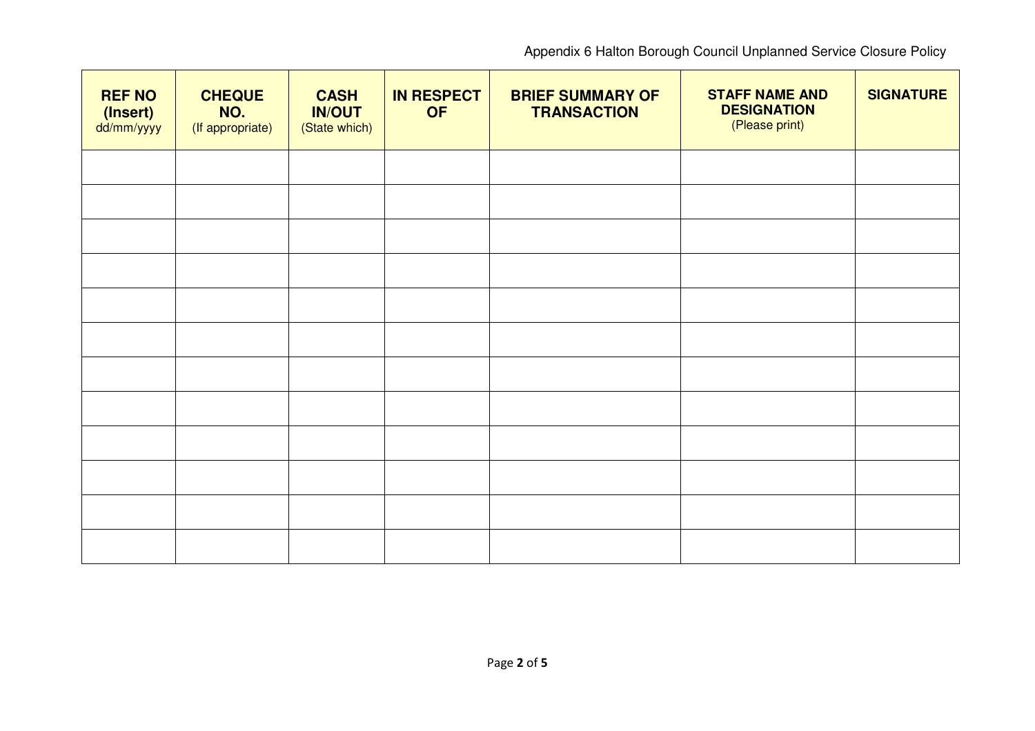| **REF NO (Insert)** dd/mm/yyyy | **CHEQUE NO.** (If appropriate) | **CASH IN/OUT** (State which) | **IN RESPECT OF** | **BRIEF SUMMARY OF TRANSACTION** | **STAFF NAME AND DESIGNATION** (Please print) | **SIGNATURE** |
|---|---|---|---|---|---|---|
| | | | | | | |
| | | | | | | |
| | | | | | | |
| | | | | | | |
| | | | | | | |
| | | | | | | |
| | | | | | | |
| | | | | | | |
| | | | | | | |
| | | | | | | |
| | | | | | | |
| | | | | | | |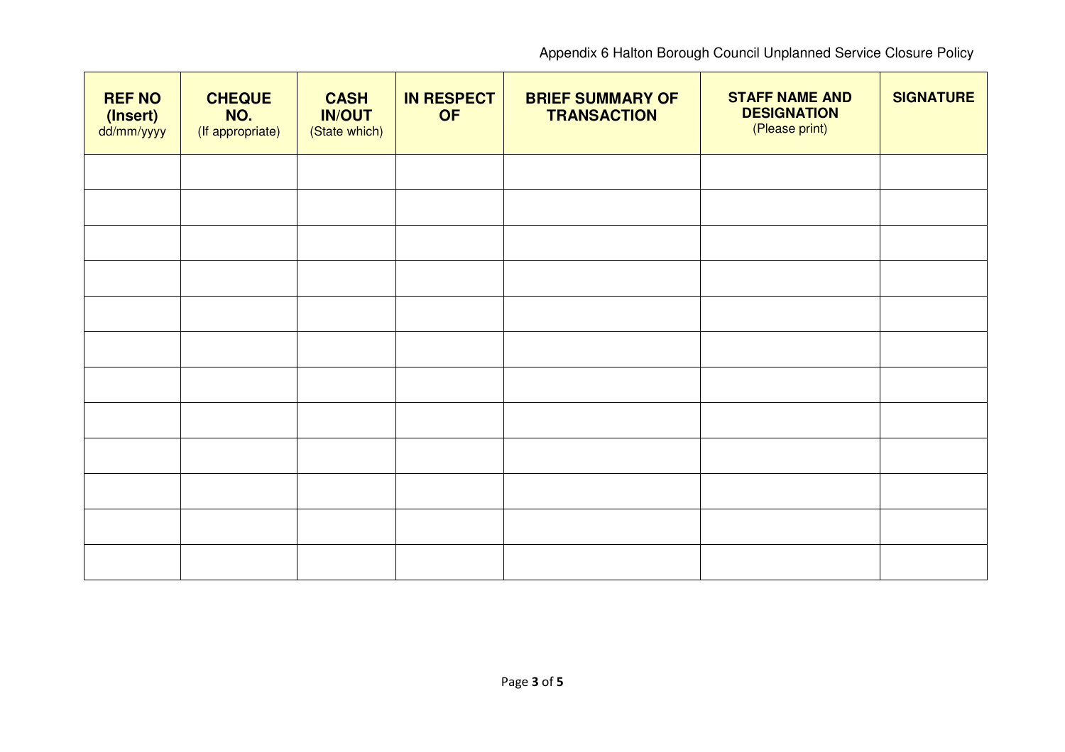| **REF NO (Insert)** dd/mm/yyyy | **CHEQUE NO.** (If appropriate) | **CASH IN/OUT** (State which) | **IN RESPECT OF** | **BRIEF SUMMARY OF TRANSACTION** | **STAFF NAME AND DESIGNATION** (Please print) | **SIGNATURE** |
|---|---|---|---|---|---|---|
| | | | | | | |
| | | | | | | |
| | | | | | | |
| | | | | | | |
| | | | | | | |
| | | | | | | |
| | | | | | | |
| | | | | | | |
| | | | | | | |
| | | | | | | |
| | | | | | | |
| | | | | | | |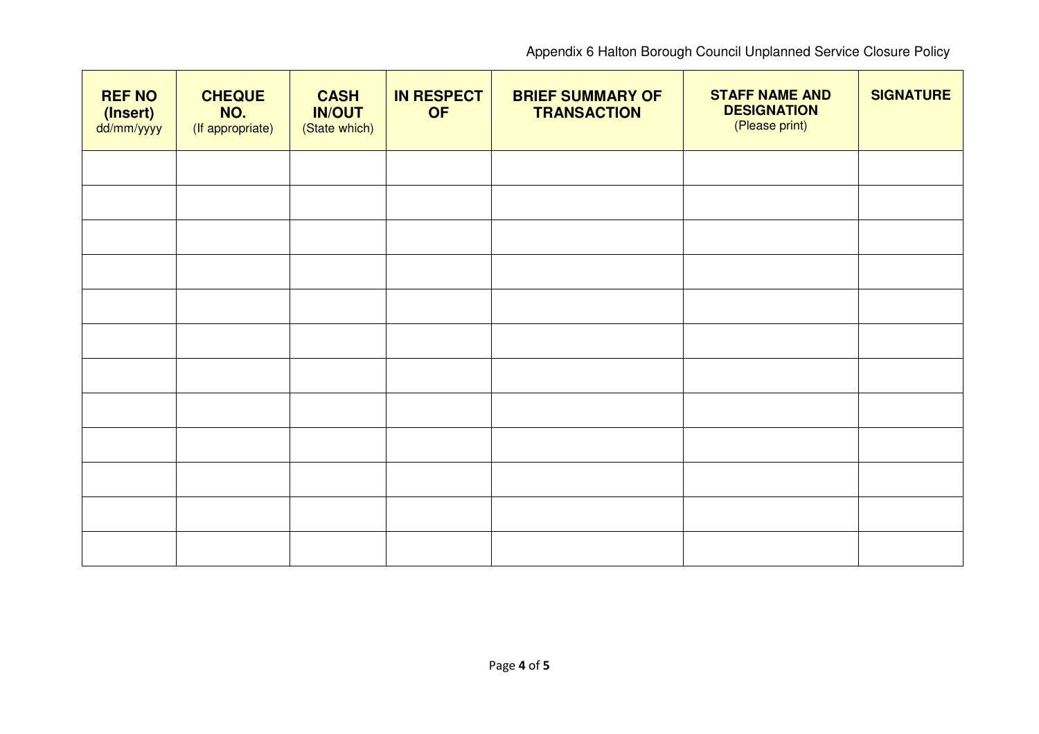| REF NO (Insert) dd/mm/yyyy | CHEQUE NO. (If appropriate) | CASH IN/OUT (State which) | IN RESPECT OF | BRIEF SUMMARY OF TRANSACTION | STAFF NAME AND DESIGNATION (Please print) | SIGNATURE |
|---|---|---|---|---|---|---|
| | | | | | | |
| | | | | | | |
| | | | | | | |
| | | | | | | |
| | | | | | | |
| | | | | | | |
| | | | | | | |
| | | | | | | |
| | | | | | | |
| | | | | | | |
| | | | | | | |
| | | | | | | |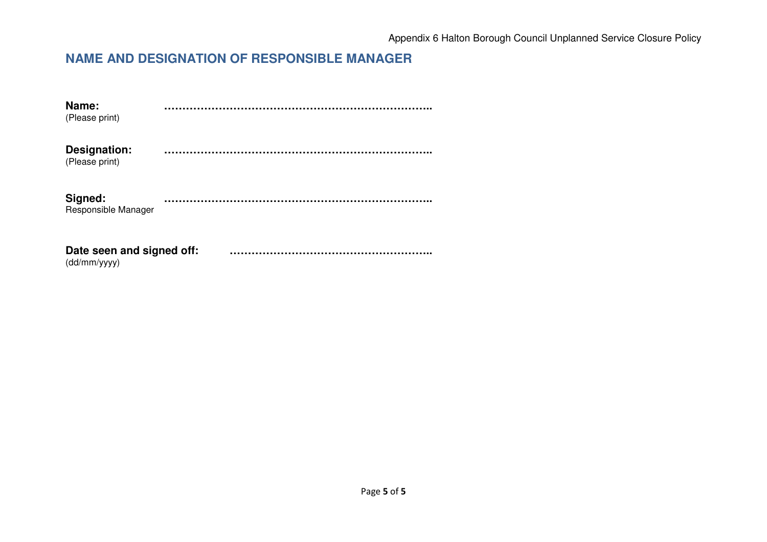## NAME AND DESIGNATION OF RESPONSIBLE MANAGER

**Name:** ………………………………………………………………..
(Please print)

**Designation:** ………………………………………………………………..
(Please print)

**Signed:** ………………………………………………………………..
Responsible Manager

**Date seen and signed off:** ………………………………………………..
(dd/mm/yyyy)